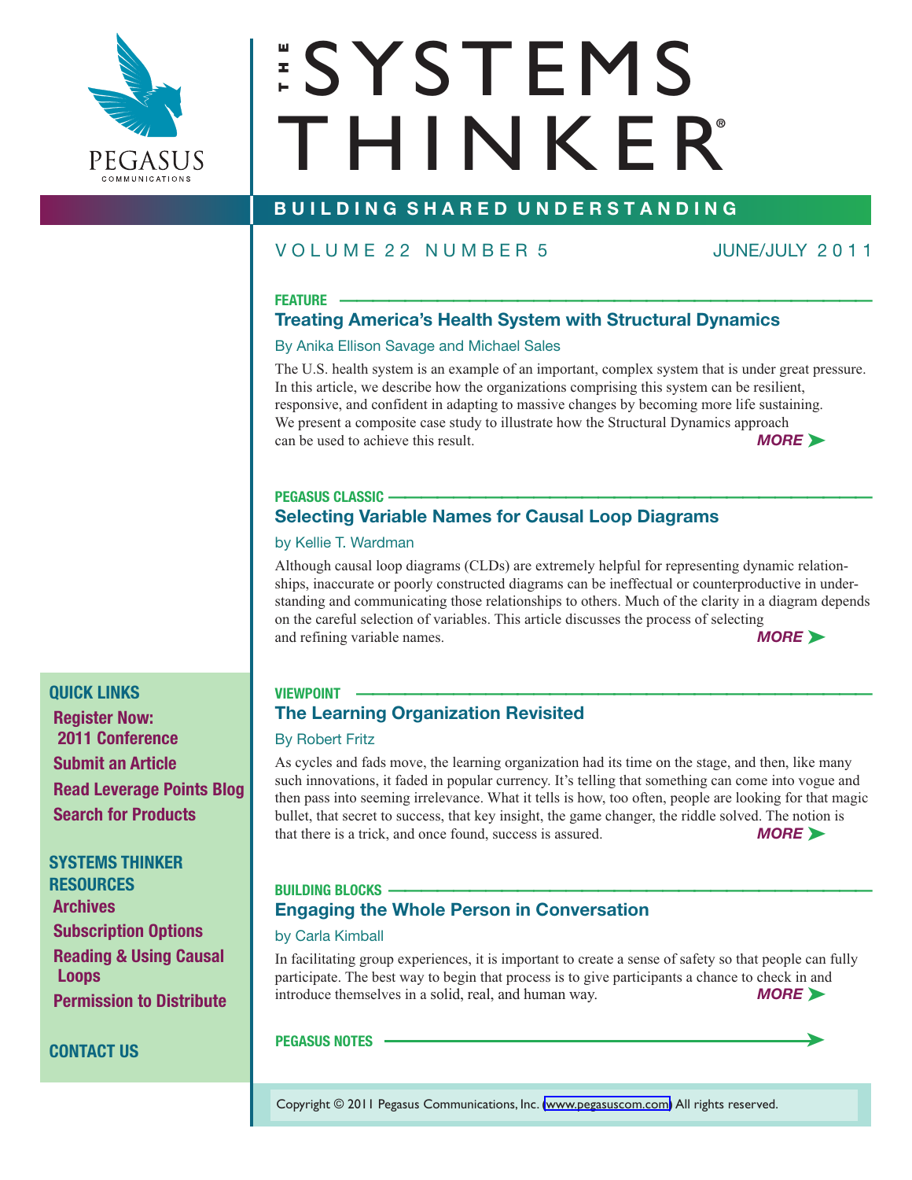# THE SYSTEMS THINKER®

PEGASUS COMMUNICATIONS

**BUILDING SHARED UNDERSTANDING**

VOLUME 22 NUMBER 5 — JUNE/JULY 2011

**FEATURE**

## Treating America's Health System with Structural Dynamics

By Anika Ellison Savage and Michael Sales

The U.S. health system is an example of an important, complex system that is under great pressure. In this article, we describe how the organizations comprising this system can be resilient, responsive, and confident in adapting to massive changes by becoming more life sustaining. We present a composite case study to illustrate how the Structural Dynamics approach can be used to achieve this result. *MORE*

**PEGASUS CLASSIC**

## Selecting Variable Names for Causal Loop Diagrams

by Kellie T. Wardman

Although causal loop diagrams (CLDs) are extremely helpful for representing dynamic relationships, inaccurate or poorly constructed diagrams can be ineffectual or counterproductive in understanding and communicating those relationships to others. Much of the clarity in a diagram depends on the careful selection of variables. This article discusses the process of selecting and refining variable names. *MORE*

**VIEWPOINT**

## The Learning Organization Revisited

By Robert Fritz

As cycles and fads move, the learning organization had its time on the stage, and then, like many such innovations, it faded in popular currency. It's telling that something can come into vogue and then pass into seeming irrelevance. What it tells is how, too often, people are looking for that magic bullet, that secret to success, that key insight, the game changer, the riddle solved. The notion is that there is a trick, and once found, success is assured. *MORE*

**BUILDING BLOCKS**

## Engaging the Whole Person in Conversation

by Carla Kimball

In facilitating group experiences, it is important to create a sense of safety so that people can fully participate. The best way to begin that process is to give participants a chance to check in and introduce themselves in a solid, real, and human way. *MORE*

**PEGASUS NOTES**

**QUICK LINKS**

- Register Now: 2011 Conference
- Submit an Article
- Read Leverage Points Blog
- Search for Products

**SYSTEMS THINKER RESOURCES**

- Archives
- Subscription Options
- Reading & Using Causal Loops
- Permission to Distribute

**CONTACT US**

Copyright © 2011 Pegasus Communications, Inc. (www.pegasuscom.com) All rights reserved.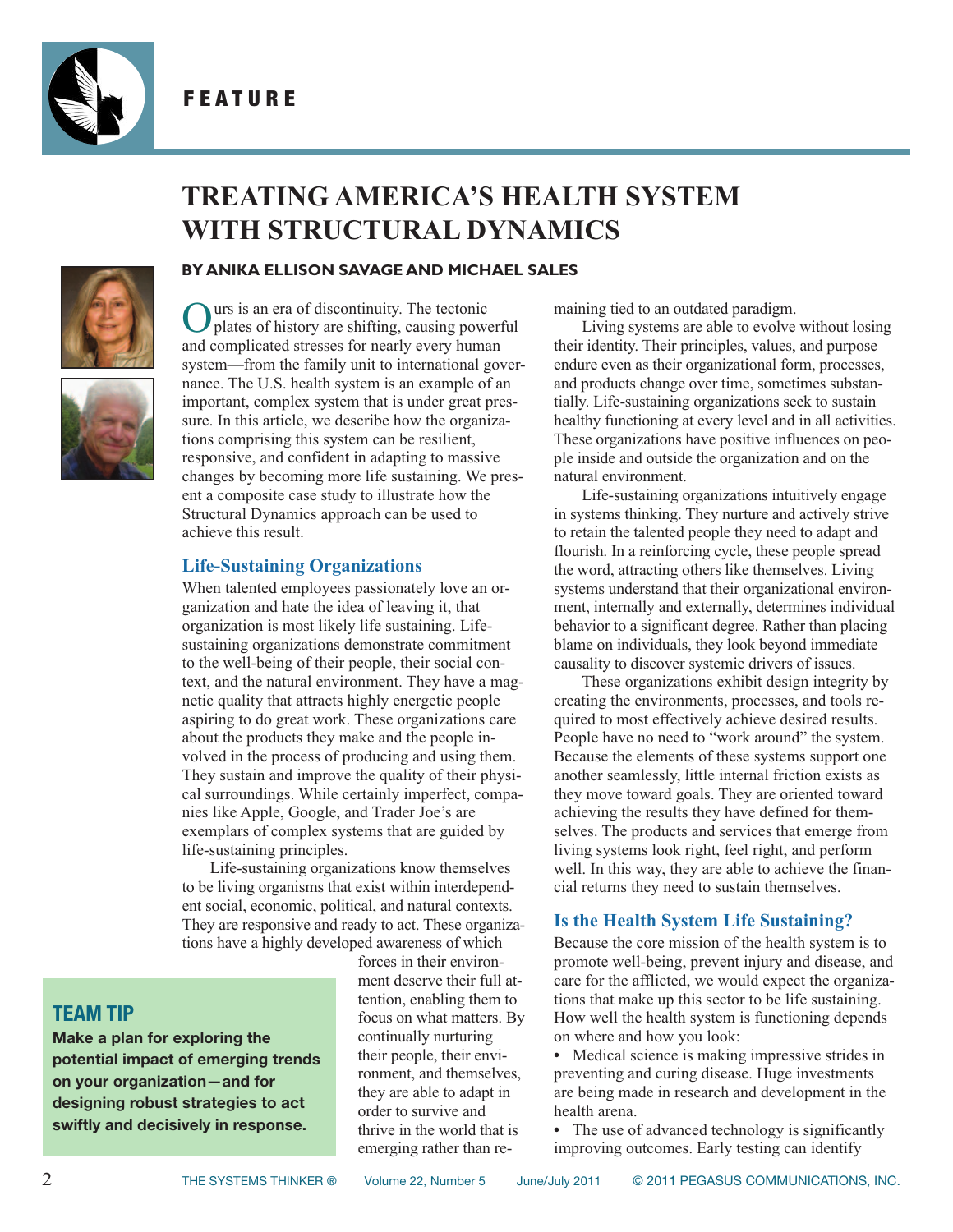FEATURE

# TREATING AMERICA'S HEALTH SYSTEM WITH STRUCTURAL DYNAMICS

**BY ANIKA ELLISON SAVAGE AND MICHAEL SALES**

Ours is an era of discontinuity. The tectonic plates of history are shifting, causing powerful and complicated stresses for nearly every human system—from the family unit to international governance. The U.S. health system is an example of an important, complex system that is under great pressure. In this article, we describe how the organizations comprising this system can be resilient, responsive, and confident in adapting to massive changes by becoming more life sustaining. We present a composite case study to illustrate how the Structural Dynamics approach can be used to achieve this result.

## Life-Sustaining Organizations

When talented employees passionately love an organization and hate the idea of leaving it, that organization is most likely life sustaining. Life-sustaining organizations demonstrate commitment to the well-being of their people, their social context, and the natural environment. They have a magnetic quality that attracts highly energetic people aspiring to do great work. These organizations care about the products they make and the people involved in the process of producing and using them. They sustain and improve the quality of their physical surroundings. While certainly imperfect, companies like Apple, Google, and Trader Joe's are exemplars of complex systems that are guided by life-sustaining principles.

Life-sustaining organizations know themselves to be living organisms that exist within interdependent social, economic, political, and natural contexts. They are responsive and ready to act. These organizations have a highly developed awareness of which forces in their environment deserve their full attention, enabling them to focus on what matters. By continually nurturing their people, their environment, and themselves, they are able to adapt in order to survive and thrive in the world that is emerging rather than remaining tied to an outdated paradigm.

Living systems are able to evolve without losing their identity. Their principles, values, and purpose endure even as their organizational form, processes, and products change over time, sometimes substantially. Life-sustaining organizations seek to sustain healthy functioning at every level and in all activities. These organizations have positive influences on people inside and outside the organization and on the natural environment.

Life-sustaining organizations intuitively engage in systems thinking. They nurture and actively strive to retain the talented people they need to adapt and flourish. In a reinforcing cycle, these people spread the word, attracting others like themselves. Living systems understand that their organizational environment, internally and externally, determines individual behavior to a significant degree. Rather than placing blame on individuals, they look beyond immediate causality to discover systemic drivers of issues.

These organizations exhibit design integrity by creating the environments, processes, and tools required to most effectively achieve desired results. People have no need to "work around" the system. Because the elements of these systems support one another seamlessly, little internal friction exists as they move toward goals. They are oriented toward achieving the results they have defined for themselves. The products and services that emerge from living systems look right, feel right, and perform well. In this way, they are able to achieve the financial returns they need to sustain themselves.

> **TEAM TIP**
>
> **Make a plan for exploring the potential impact of emerging trends on your organization—and for designing robust strategies to act swiftly and decisively in response.**

## Is the Health System Life Sustaining?

Because the core mission of the health system is to promote well-being, prevent injury and disease, and care for the afflicted, we would expect the organizations that make up this sector to be life sustaining. How well the health system is functioning depends on where and how you look:

- Medical science is making impressive strides in preventing and curing disease. Huge investments are being made in research and development in the health arena.
- The use of advanced technology is significantly improving outcomes. Early testing can identify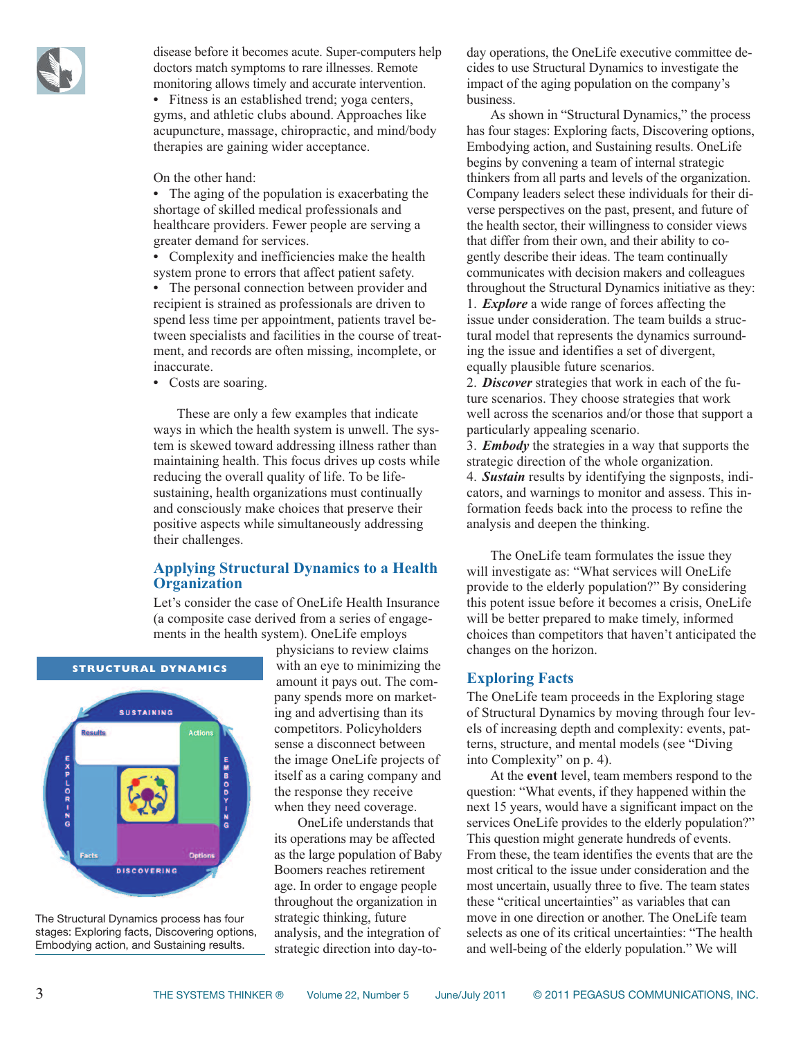disease before it becomes acute. Super-computers help doctors match symptoms to rare illnesses. Remote monitoring allows timely and accurate intervention.

- Fitness is an established trend; yoga centers, gyms, and athletic clubs abound. Approaches like acupuncture, massage, chiropractic, and mind/body therapies are gaining wider acceptance.

On the other hand:

- The aging of the population is exacerbating the shortage of skilled medical professionals and healthcare providers. Fewer people are serving a greater demand for services.
- Complexity and inefficiencies make the health system prone to errors that affect patient safety.
- The personal connection between provider and recipient is strained as professionals are driven to spend less time per appointment, patients travel between specialists and facilities in the course of treatment, and records are often missing, incomplete, or inaccurate.
- Costs are soaring.

These are only a few examples that indicate ways in which the health system is unwell. The system is skewed toward addressing illness rather than maintaining health. This focus drives up costs while reducing the overall quality of life. To be life-sustaining, health organizations must continually and consciously make choices that preserve their positive aspects while simultaneously addressing their challenges.

## Applying Structural Dynamics to a Health Organization

Let's consider the case of OneLife Health Insurance (a composite case derived from a series of engagements in the health system). OneLife employs physicians to review claims with an eye to minimizing the amount it pays out. The company spends more on marketing and advertising than its competitors. Policyholders sense a disconnect between the image OneLife projects of itself as a caring company and the response they receive when they need coverage.

OneLife understands that its operations may be affected as the large population of Baby Boomers reaches retirement age. In order to engage people throughout the organization in strategic thinking, future analysis, and the integration of strategic direction into day-to-day operations, the OneLife executive committee decides to use Structural Dynamics to investigate the impact of the aging population on the company's business.

**STRUCTURAL DYNAMICS**

SUSTAINING — Results — Actions — EXPLORING — EMBODYING — Facts — Options — DISCOVERING

The Structural Dynamics process has four stages: Exploring facts, Discovering options, Embodying action, and Sustaining results.

As shown in "Structural Dynamics," the process has four stages: Exploring facts, Discovering options, Embodying action, and Sustaining results. OneLife begins by convening a team of internal strategic thinkers from all parts and levels of the organization. Company leaders select these individuals for their diverse perspectives on the past, present, and future of the health sector, their willingness to consider views that differ from their own, and their ability to cogently describe their ideas. The team continually communicates with decision makers and colleagues throughout the Structural Dynamics initiative as they:

1. ***Explore*** a wide range of forces affecting the issue under consideration. The team builds a structural model that represents the dynamics surrounding the issue and identifies a set of divergent, equally plausible future scenarios.
2. ***Discover*** strategies that work in each of the future scenarios. They choose strategies that work well across the scenarios and/or those that support a particularly appealing scenario.
3. ***Embody*** the strategies in a way that supports the strategic direction of the whole organization.
4. ***Sustain*** results by identifying the signposts, indicators, and warnings to monitor and assess. This information feeds back into the process to refine the analysis and deepen the thinking.

The OneLife team formulates the issue they will investigate as: "What services will OneLife provide to the elderly population?" By considering this potent issue before it becomes a crisis, OneLife will be better prepared to make timely, informed choices than competitors that haven't anticipated the changes on the horizon.

## Exploring Facts

The OneLife team proceeds in the Exploring stage of Structural Dynamics by moving through four levels of increasing depth and complexity: events, patterns, structure, and mental models (see "Diving into Complexity" on p. 4).

At the **event** level, team members respond to the question: "What events, if they happened within the next 15 years, would have a significant impact on the services OneLife provides to the elderly population?" This question might generate hundreds of events. From these, the team identifies the events that are the most critical to the issue under consideration and the most uncertain, usually three to five. The team states these "critical uncertainties" as variables that can move in one direction or another. The OneLife team selects as one of its critical uncertainties: "The health and well-being of the elderly population." We will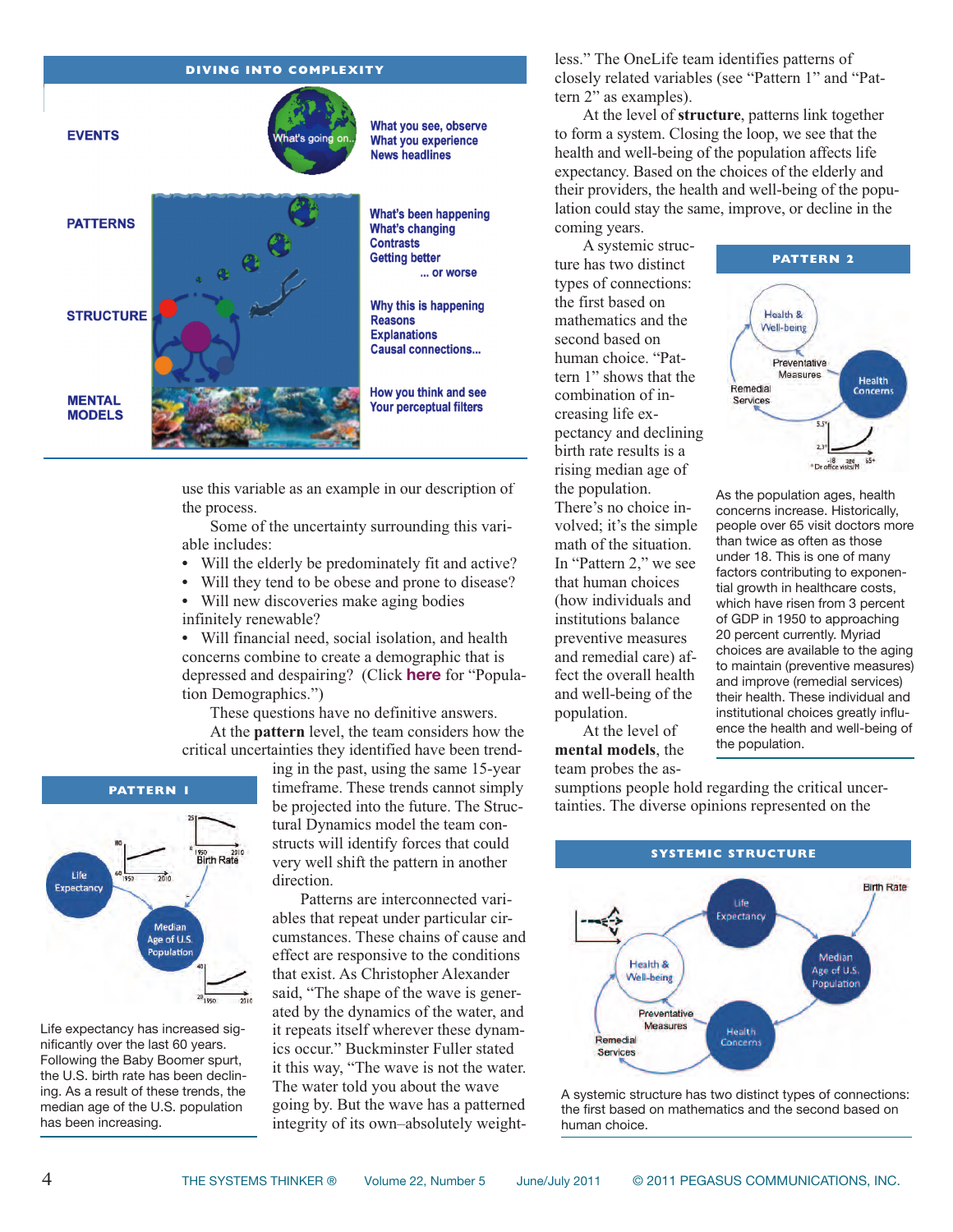## DIVING INTO COMPLEXITY

**EVENTS** — What's going on... What you see, observe. What you experience. News headlines

**PATTERNS** — What's been happening. What's changing. Contrasts. Getting better ... or worse

**STRUCTURE** — Why this is happening. Reasons. Explanations. Causal connections...

**MENTAL MODELS** — How you think and see. Your perceptual filters

use this variable as an example in our description of the process.

Some of the uncertainty surrounding this variable includes:

- Will the elderly be predominately fit and active?
- Will they tend to be obese and prone to disease?
- Will new discoveries make aging bodies infinitely renewable?
- Will financial need, social isolation, and health concerns combine to create a demographic that is depressed and despairing? (Click **here** for "Population Demographics.")

These questions have no definitive answers.

At the **pattern** level, the team considers how the critical uncertainties they identified have been trending in the past, using the same 15-year timeframe. These trends cannot simply be projected into the future. The Structural Dynamics model the team constructs will identify forces that could very well shift the pattern in another direction.

Patterns are interconnected variables that repeat under particular circumstances. These chains of cause and effect are responsive to the conditions that exist. As Christopher Alexander said, "The shape of the wave is generated by the dynamics of the water, and it repeats itself wherever these dynamics occur." Buckminster Fuller stated it this way, "The wave is not the water. The water told you about the wave going by. But the wave has a patterned integrity of its own–absolutely weightless." The OneLife team identifies patterns of closely related variables (see "Pattern 1" and "Pattern 2" as examples).

### PATTERN 1

Life Expectancy; Birth Rate; Median Age of U.S. Population

Life expectancy has increased significantly over the last 60 years. Following the Baby Boomer spurt, the U.S. birth rate has been declining. As a result of these trends, the median age of the U.S. population has been increasing.

At the level of **structure**, patterns link together to form a system. Closing the loop, we see that the health and well-being of the population affects life expectancy. Based on the choices of the elderly and their providers, the health and well-being of the population could stay the same, improve, or decline in the coming years.

A systemic structure has two distinct types of connections: the first based on mathematics and the second based on human choice. "Pattern 1" shows that the combination of increasing life expectancy and declining birth rate results is a rising median age of the population. There's no choice involved; it's the simple math of the situation. In "Pattern 2," we see that human choices (how individuals and institutions balance preventive measures and remedial care) affect the overall health and well-being of the population.

At the level of **mental models**, the team probes the assumptions people hold regarding the critical uncertainties. The diverse opinions represented on the

### PATTERN 2

Health & Well-being; Preventative Measures; Remedial Services; Health Concerns; Dr office visits/Yr

As the population ages, health concerns increase. Historically, people over 65 visit doctors more than twice as often as those under 18. This is one of many factors contributing to exponential growth in healthcare costs, which have risen from 3 percent of GDP in 1950 to approaching 20 percent currently. Myriad choices are available to the aging to maintain (preventive measures) and improve (remedial services) their health. These individual and institutional choices greatly influence the health and well-being of the population.

### SYSTEMIC STRUCTURE

Birth Rate; Life Expectancy; Median Age of U.S. Population; Health & Well-being; Preventative Measures; Remedial Services; Health Concerns

A systemic structure has two distinct types of connections: the first based on mathematics and the second based on human choice.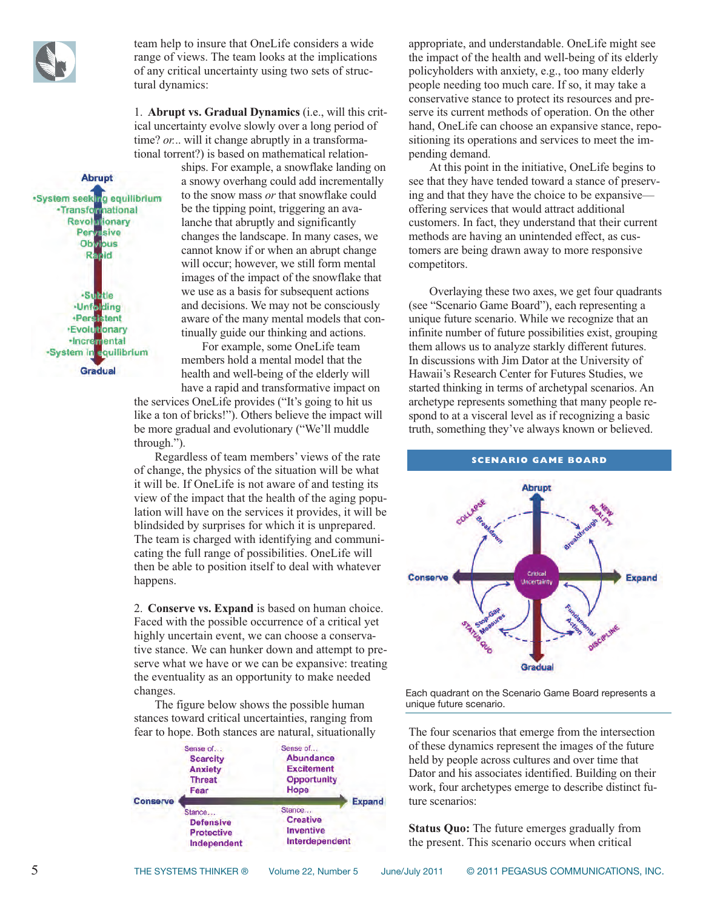team help to insure that OneLife considers a wide range of views. The team looks at the implications of any critical uncertainty using two sets of structural dynamics:

1. **Abrupt vs. Gradual Dynamics** (i.e., will this critical uncertainty evolve slowly over a long period of time? *or*.. will it change abruptly in a transformational torrent?) is based on mathematical relationships. For example, a snowflake landing on a snowy overhang could add incrementally to the snow mass *or* that snowflake could be the tipping point, triggering an avalanche that abruptly and significantly changes the landscape. In many cases, we cannot know if or when an abrupt change will occur; however, we still form mental images of the impact of the snowflake that we use as a basis for subsequent actions and decisions. We may not be consciously aware of the many mental models that continually guide our thinking and actions.

Abrupt
- System seeking equilibrium
- Transformational
- Revolutionary
- Pervasive
- Obvious
- Rapid

- Subtle
- Unfolding
- Persistent
- Evolutionary
- Incremental
- System in equilibrium

Gradual

For example, some OneLife team members hold a mental model that the health and well-being of the elderly will have a rapid and transformative impact on the services OneLife provides ("It's going to hit us like a ton of bricks!"). Others believe the impact will be more gradual and evolutionary ("We'll muddle through.").

Regardless of team members' views of the rate of change, the physics of the situation will be what it will be. If OneLife is not aware of and testing its view of the impact that the health of the aging population will have on the services it provides, it will be blindsided by surprises for which it is unprepared. The team is charged with identifying and communicating the full range of possibilities. OneLife will then be able to position itself to deal with whatever happens.

2. **Conserve vs. Expand** is based on human choice. Faced with the possible occurrence of a critical yet highly uncertain event, we can choose a conservative stance. We can hunker down and attempt to preserve what we have or we can be expansive: treating the eventuality as an opportunity to make needed changes.

The figure below shows the possible human stances toward critical uncertainties, ranging from fear to hope. Both stances are natural, situationally appropriate, and understandable. OneLife might see the impact of the health and well-being of its elderly policyholders with anxiety, e.g., too many elderly people needing too much care. If so, it may take a conservative stance to protect its resources and preserve its current methods of operation. On the other hand, OneLife can choose an expansive stance, repositioning its operations and services to meet the impending demand.

| | Conserve | Expand |
|---|---|---|
| Sense of… | Scarcity, Anxiety, Threat, Fear | Abundance, Excitement, Opportunity, Hope |
| Stance… | Defensive, Protective, Independent | Creative, Inventive, Interdependent |

At this point in the initiative, OneLife begins to see that they have tended toward a stance of preserving and that they have the choice to be expansive—offering services that would attract additional customers. In fact, they understand that their current methods are having an unintended effect, as customers are being drawn away to more responsive competitors.

Overlaying these two axes, we get four quadrants (see "Scenario Game Board"), each representing a unique future scenario. While we recognize that an infinite number of future possibilities exist, grouping them allows us to analyze starkly different futures. In discussions with Jim Dator at the University of Hawaii's Research Center for Futures Studies, we started thinking in terms of archetypal scenarios. An archetype represents something that many people respond to at a visceral level as if recognizing a basic truth, something they've always known or believed.

**SCENARIO GAME BOARD**

Abrupt / Gradual / Conserve / Expand / Critical Uncertainty / COLLAPSE / Breakdown / NEW REALITY / Breakthrough / STATUS QUO / Stop-Gap Measures / DISCIPLINE / Fundamental Action

Each quadrant on the Scenario Game Board represents a unique future scenario.

The four scenarios that emerge from the intersection of these dynamics represent the images of the future held by people across cultures and over time that Dator and his associates identified. Building on their work, four archetypes emerge to describe distinct future scenarios:

**Status Quo:** The future emerges gradually from the present. This scenario occurs when critical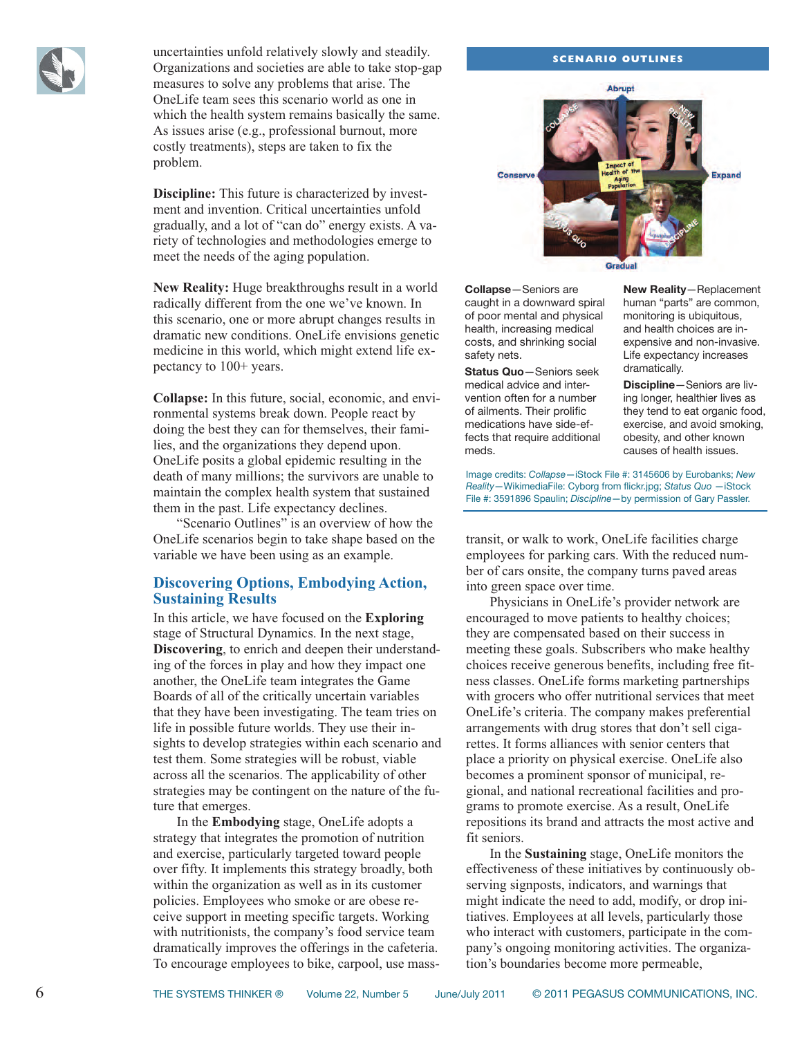uncertainties unfold relatively slowly and steadily. Organizations and societies are able to take stop-gap measures to solve any problems that arise. The OneLife team sees this scenario world as one in which the health system remains basically the same. As issues arise (e.g., professional burnout, more costly treatments), steps are taken to fix the problem.

**Discipline:** This future is characterized by investment and invention. Critical uncertainties unfold gradually, and a lot of "can do" energy exists. A variety of technologies and methodologies emerge to meet the needs of the aging population.

**New Reality:** Huge breakthroughs result in a world radically different from the one we've known. In this scenario, one or more abrupt changes results in dramatic new conditions. OneLife envisions genetic medicine in this world, which might extend life expectancy to 100+ years.

**Collapse:** In this future, social, economic, and environmental systems break down. People react by doing the best they can for themselves, their families, and the organizations they depend upon. OneLife posits a global epidemic resulting in the death of many millions; the survivors are unable to maintain the complex health system that sustained them in the past. Life expectancy declines.

"Scenario Outlines" is an overview of how the OneLife scenarios begin to take shape based on the variable we have been using as an example.

**SCENARIO OUTLINES**

**Collapse**—Seniors are caught in a downward spiral of poor mental and physical health, increasing medical costs, and shrinking social safety nets.

**Status Quo**—Seniors seek medical advice and intervention often for a number of ailments. Their prolific medications have side-effects that require additional meds.

**New Reality**—Replacement human "parts" are common, monitoring is ubiquitous, and health choices are inexpensive and non-invasive. Life expectancy increases dramatically.

**Discipline**—Seniors are living longer, healthier lives as they tend to eat organic food, exercise, and avoid smoking, obesity, and other known causes of health issues.

Image credits: *Collapse*—iStock File #: 3145606 by Eurobanks; *New Reality*—WikimediaFile: Cyborg from flickr.jpg; *Status Quo* —iStock File #: 3591896 Spaulin; *Discipline*—by permission of Gary Passler.

## Discovering Options, Embodying Action, Sustaining Results

In this article, we have focused on the **Exploring** stage of Structural Dynamics. In the next stage, **Discovering**, to enrich and deepen their understanding of the forces in play and how they impact one another, the OneLife team integrates the Game Boards of all of the critically uncertain variables that they have been investigating. The team tries on life in possible future worlds. They use their insights to develop strategies within each scenario and test them. Some strategies will be robust, viable across all the scenarios. The applicability of other strategies may be contingent on the nature of the future that emerges.

In the **Embodying** stage, OneLife adopts a strategy that integrates the promotion of nutrition and exercise, particularly targeted toward people over fifty. It implements this strategy broadly, both within the organization as well as in its customer policies. Employees who smoke or are obese receive support in meeting specific targets. Working with nutritionists, the company's food service team dramatically improves the offerings in the cafeteria. To encourage employees to bike, carpool, use mass transit, or walk to work, OneLife facilities charge employees for parking cars. With the reduced number of cars onsite, the company turns paved areas into green space over time.

Physicians in OneLife's provider network are encouraged to move patients to healthy choices; they are compensated based on their success in meeting these goals. Subscribers who make healthy choices receive generous benefits, including free fitness classes. OneLife forms marketing partnerships with grocers who offer nutritional services that meet OneLife's criteria. The company makes preferential arrangements with drug stores that don't sell cigarettes. It forms alliances with senior centers that place a priority on physical exercise. OneLife also becomes a prominent sponsor of municipal, regional, and national recreational facilities and programs to promote exercise. As a result, OneLife repositions its brand and attracts the most active and fit seniors.

In the **Sustaining** stage, OneLife monitors the effectiveness of these initiatives by continuously observing signposts, indicators, and warnings that might indicate the need to add, modify, or drop initiatives. Employees at all levels, particularly those who interact with customers, participate in the company's ongoing monitoring activities. The organization's boundaries become more permeable,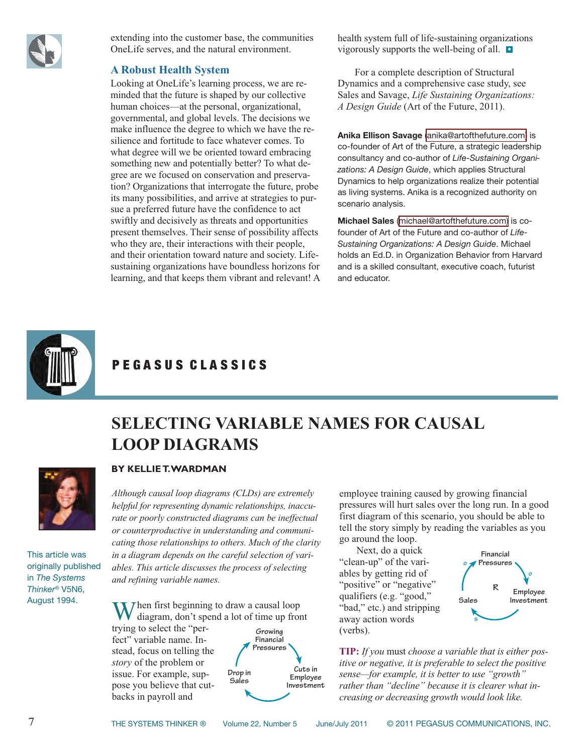extending into the customer base, the communities OneLife serves, and the natural environment.

## A Robust Health System

Looking at OneLife's learning process, we are reminded that the future is shaped by our collective human choices—at the personal, organizational, governmental, and global levels. The decisions we make influence the degree to which we have the resilience and fortitude to face whatever comes. To what degree will we be oriented toward embracing something new and potentially better? To what degree are we focused on conservation and preservation? Organizations that interrogate the future, probe its many possibilities, and arrive at strategies to pursue a preferred future have the confidence to act swiftly and decisively as threats and opportunities present themselves. Their sense of possibility affects who they are, their interactions with their people, and their orientation toward nature and society. Life-sustaining organizations have boundless horizons for learning, and that keeps them vibrant and relevant! A health system full of life-sustaining organizations vigorously supports the well-being of all.

For a complete description of Structural Dynamics and a comprehensive case study, see Sales and Savage, *Life Sustaining Organizations: A Design Guide* (Art of the Future, 2011).

**Anika Ellison Savage** (anika@artofthefuture.com) is co-founder of Art of the Future, a strategic leadership consultancy and co-author of *Life-Sustaining Organizations: A Design Guide*, which applies Structural Dynamics to help organizations realize their potential as living systems. Anika is a recognized authority on scenario analysis.

**Michael Sales** (michael@artofthefuture.com) is co-founder of Art of the Future and co-author of *Life-Sustaining Organizations: A Design Guide*. Michael holds an Ed.D. in Organization Behavior from Harvard and is a skilled consultant, executive coach, futurist and educator.

PEGASUS CLASSICS

# SELECTING VARIABLE NAMES FOR CAUSAL LOOP DIAGRAMS

**BY KELLIE T. WARDMAN**

This article was originally published in *The Systems Thinker®* V5N6, August 1994.

*Although causal loop diagrams (CLDs) are extremely helpful for representing dynamic relationships, inaccurate or poorly constructed diagrams can be ineffectual or counterproductive in understanding and communicating those relationships to others. Much of the clarity in a diagram depends on the careful selection of variables. This article discusses the process of selecting and refining variable names.*

When first beginning to draw a causal loop diagram, don't spend a lot of time up front trying to select the "perfect" variable name. Instead, focus on telling the *story* of the problem or issue. For example, suppose you believe that cutbacks in payroll and employee training caused by growing financial pressures will hurt sales over the long run. In a good first diagram of this scenario, you should be able to tell the story simply by reading the variables as you go around the loop.

Growing Financial Pressures → Cuts in Employee Investment → Drop in Sales → Growing Financial Pressures

Next, do a quick "clean-up" of the variables by getting rid of "positive" or "negative" qualifiers (e.g. "good," "bad," etc.) and stripping away action words (verbs).

Financial Pressures →(o) Employee Investment →(s) Sales →(o) Financial Pressures (R)

**TIP:** *If you must choose a variable that is either positive or negative, it is preferable to select the positive sense—for example, it is better to use "growth" rather than "decline" because it is clearer what increasing or decreasing growth would look like.*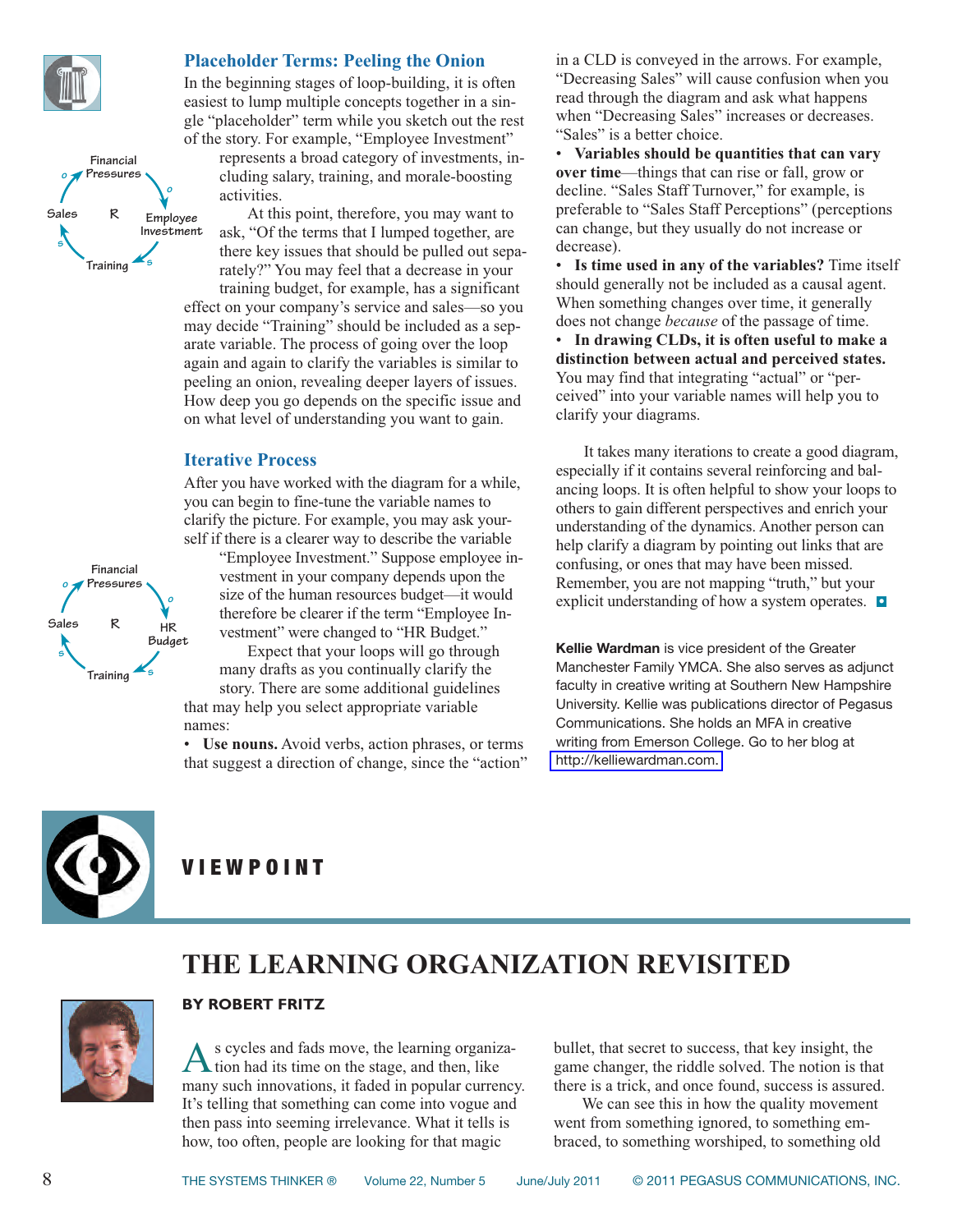## Placeholder Terms: Peeling the Onion

In the beginning stages of loop-building, it is often easiest to lump multiple concepts together in a single "placeholder" term while you sketch out the rest of the story. For example, "Employee Investment" represents a broad category of investments, including salary, training, and morale-boosting activities.

At this point, therefore, you may want to ask, "Of the terms that I lumped together, are there key issues that should be pulled out separately?" You may feel that a decrease in your training budget, for example, has a significant effect on your company's service and sales—so you may decide "Training" should be included as a separate variable. The process of going over the loop again and again to clarify the variables is similar to peeling an onion, revealing deeper layers of issues. How deep you go depends on the specific issue and on what level of understanding you want to gain.

## Iterative Process

After you have worked with the diagram for a while, you can begin to fine-tune the variable names to clarify the picture. For example, you may ask yourself if there is a clearer way to describe the variable "Employee Investment." Suppose employee investment in your company depends upon the size of the human resources budget—it would therefore be clearer if the term "Employee Investment" were changed to "HR Budget."

Expect that your loops will go through many drafts as you continually clarify the story. There are some additional guidelines that may help you select appropriate variable names:

- **Use nouns.** Avoid verbs, action phrases, or terms that suggest a direction of change, since the "action" in a CLD is conveyed in the arrows. For example, "Decreasing Sales" will cause confusion when you read through the diagram and ask what happens when "Decreasing Sales" increases or decreases. "Sales" is a better choice.
- **Variables should be quantities that can vary over time**—things that can rise or fall, grow or decline. "Sales Staff Turnover," for example, is preferable to "Sales Staff Perceptions" (perceptions can change, but they usually do not increase or decrease).
- **Is time used in any of the variables?** Time itself should generally not be included as a causal agent. When something changes over time, it generally does not change *because* of the passage of time.
- **In drawing CLDs, it is often useful to make a distinction between actual and perceived states.** You may find that integrating "actual" or "perceived" into your variable names will help you to clarify your diagrams.

It takes many iterations to create a good diagram, especially if it contains several reinforcing and balancing loops. It is often helpful to show your loops to others to gain different perspectives and enrich your understanding of the dynamics. Another person can help clarify a diagram by pointing out links that are confusing, or ones that may have been missed. Remember, you are not mapping "truth," but your explicit understanding of how a system operates.

**Kellie Wardman** is vice president of the Greater Manchester Family YMCA. She also serves as adjunct faculty in creative writing at Southern New Hampshire University. Kellie was publications director of Pegasus Communications. She holds an MFA in creative writing from Emerson College. Go to her blog at http://kelliewardman.com.

# VIEWPOINT

# THE LEARNING ORGANIZATION REVISITED

**BY ROBERT FRITZ**

As cycles and fads move, the learning organization had its time on the stage, and then, like many such innovations, it faded in popular currency. It's telling that something can come into vogue and then pass into seeming irrelevance. What it tells is how, too often, people are looking for that magic bullet, that secret to success, that key insight, the game changer, the riddle solved. The notion is that there is a trick, and once found, success is assured.

We can see this in how the quality movement went from something ignored, to something embraced, to something worshiped, to something old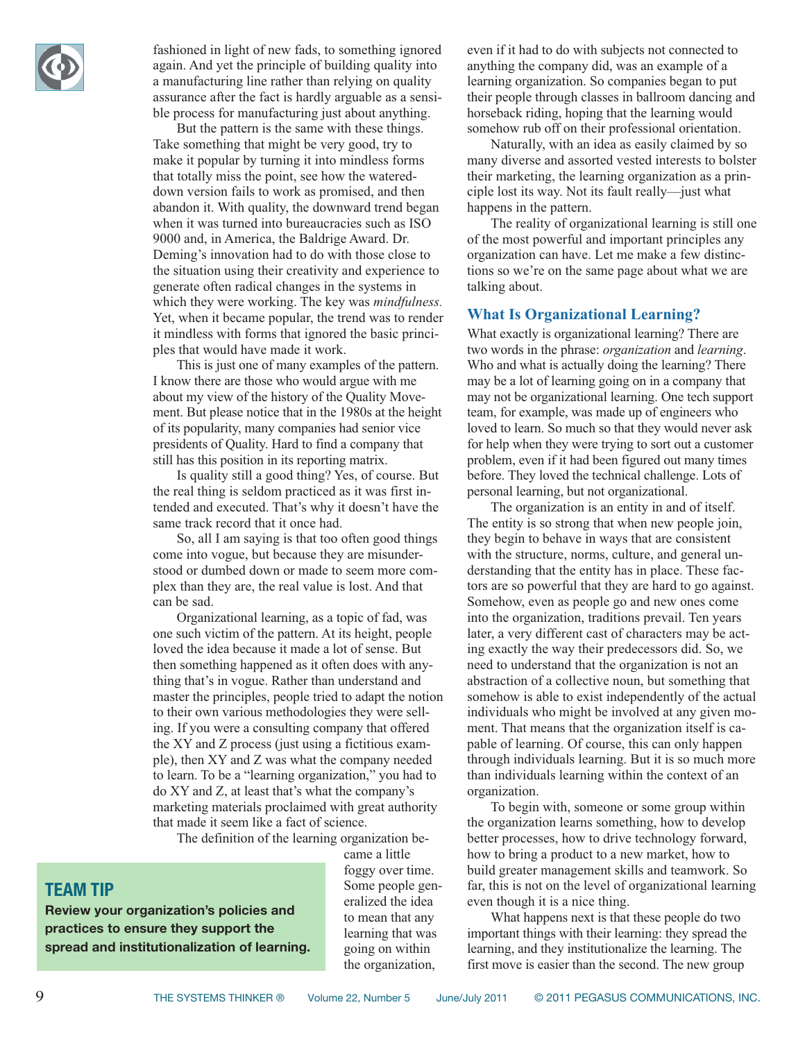fashioned in light of new fads, to something ignored again. And yet the principle of building quality into a manufacturing line rather than relying on quality assurance after the fact is hardly arguable as a sensible process for manufacturing just about anything.

But the pattern is the same with these things. Take something that might be very good, try to make it popular by turning it into mindless forms that totally miss the point, see how the watered-down version fails to work as promised, and then abandon it. With quality, the downward trend began when it was turned into bureaucracies such as ISO 9000 and, in America, the Baldrige Award. Dr. Deming's innovation had to do with those close to the situation using their creativity and experience to generate often radical changes in the systems in which they were working. The key was *mindfulness.* Yet, when it became popular, the trend was to render it mindless with forms that ignored the basic principles that would have made it work.

This is just one of many examples of the pattern. I know there are those who would argue with me about my view of the history of the Quality Movement. But please notice that in the 1980s at the height of its popularity, many companies had senior vice presidents of Quality. Hard to find a company that still has this position in its reporting matrix.

Is quality still a good thing? Yes, of course. But the real thing is seldom practiced as it was first intended and executed. That's why it doesn't have the same track record that it once had.

So, all I am saying is that too often good things come into vogue, but because they are misunderstood or dumbed down or made to seem more complex than they are, the real value is lost. And that can be sad.

Organizational learning, as a topic of fad, was one such victim of the pattern. At its height, people loved the idea because it made a lot of sense. But then something happened as it often does with anything that's in vogue. Rather than understand and master the principles, people tried to adapt the notion to their own various methodologies they were selling. If you were a consulting company that offered the XY and Z process (just using a fictitious example), then XY and Z was what the company needed to learn. To be a "learning organization," you had to do XY and Z, at least that's what the company's marketing materials proclaimed with great authority that made it seem like a fact of science.

The definition of the learning organization became a little foggy over time. Some people generalized the idea to mean that any learning that was going on within the organization, even if it had to do with subjects not connected to anything the company did, was an example of a learning organization. So companies began to put their people through classes in ballroom dancing and horseback riding, hoping that the learning would somehow rub off on their professional orientation.

Naturally, with an idea as easily claimed by so many diverse and assorted vested interests to bolster their marketing, the learning organization as a principle lost its way. Not its fault really—just what happens in the pattern.

The reality of organizational learning is still one of the most powerful and important principles any organization can have. Let me make a few distinctions so we're on the same page about what we are talking about.

**TEAM TIP**

**Review your organization's policies and practices to ensure they support the spread and institutionalization of learning.**

## What Is Organizational Learning?

What exactly is organizational learning? There are two words in the phrase: *organization* and *learning*. Who and what is actually doing the learning? There may be a lot of learning going on in a company that may not be organizational learning. One tech support team, for example, was made up of engineers who loved to learn. So much so that they would never ask for help when they were trying to sort out a customer problem, even if it had been figured out many times before. They loved the technical challenge. Lots of personal learning, but not organizational.

The organization is an entity in and of itself. The entity is so strong that when new people join, they begin to behave in ways that are consistent with the structure, norms, culture, and general understanding that the entity has in place. These factors are so powerful that they are hard to go against. Somehow, even as people go and new ones come into the organization, traditions prevail. Ten years later, a very different cast of characters may be acting exactly the way their predecessors did. So, we need to understand that the organization is not an abstraction of a collective noun, but something that somehow is able to exist independently of the actual individuals who might be involved at any given moment. That means that the organization itself is capable of learning. Of course, this can only happen through individuals learning. But it is so much more than individuals learning within the context of an organization.

To begin with, someone or some group within the organization learns something, how to develop better processes, how to drive technology forward, how to bring a product to a new market, how to build greater management skills and teamwork. So far, this is not on the level of organizational learning even though it is a nice thing.

What happens next is that these people do two important things with their learning: they spread the learning, and they institutionalize the learning. The first move is easier than the second. The new group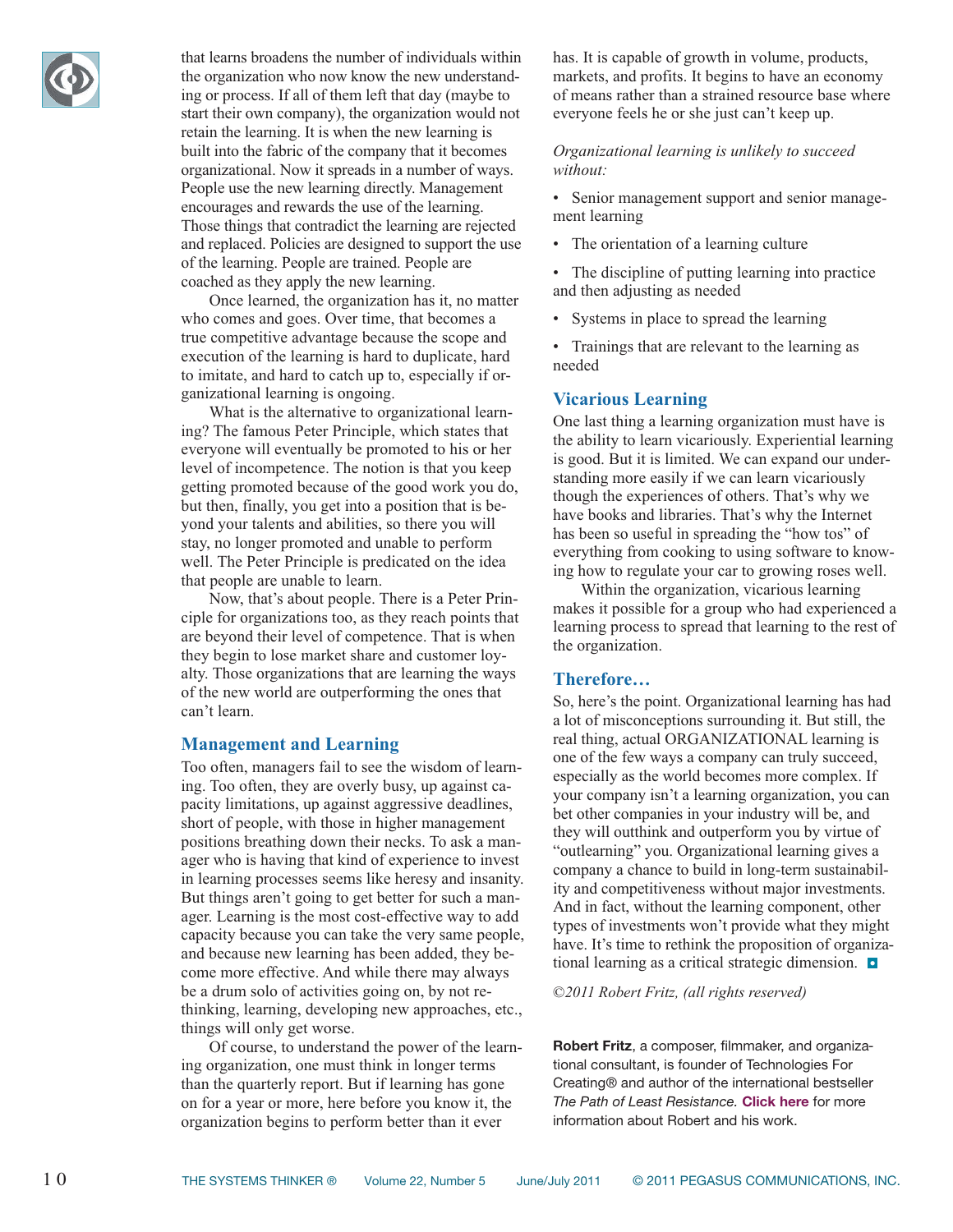that learns broadens the number of individuals within the organization who now know the new understanding or process. If all of them left that day (maybe to start their own company), the organization would not retain the learning. It is when the new learning is built into the fabric of the company that it becomes organizational. Now it spreads in a number of ways. People use the new learning directly. Management encourages and rewards the use of the learning. Those things that contradict the learning are rejected and replaced. Policies are designed to support the use of the learning. People are trained. People are coached as they apply the new learning.

Once learned, the organization has it, no matter who comes and goes. Over time, that becomes a true competitive advantage because the scope and execution of the learning is hard to duplicate, hard to imitate, and hard to catch up to, especially if organizational learning is ongoing.

What is the alternative to organizational learning? The famous Peter Principle, which states that everyone will eventually be promoted to his or her level of incompetence. The notion is that you keep getting promoted because of the good work you do, but then, finally, you get into a position that is beyond your talents and abilities, so there you will stay, no longer promoted and unable to perform well. The Peter Principle is predicated on the idea that people are unable to learn.

Now, that's about people. There is a Peter Principle for organizations too, as they reach points that are beyond their level of competence. That is when they begin to lose market share and customer loyalty. Those organizations that are learning the ways of the new world are outperforming the ones that can't learn.

## Management and Learning

Too often, managers fail to see the wisdom of learning. Too often, they are overly busy, up against capacity limitations, up against aggressive deadlines, short of people, with those in higher management positions breathing down their necks. To ask a manager who is having that kind of experience to invest in learning processes seems like heresy and insanity. But things aren't going to get better for such a manager. Learning is the most cost-effective way to add capacity because you can take the very same people, and because new learning has been added, they become more effective. And while there may always be a drum solo of activities going on, by not rethinking, learning, developing new approaches, etc., things will only get worse.

Of course, to understand the power of the learning organization, one must think in longer terms than the quarterly report. But if learning has gone on for a year or more, here before you know it, the organization begins to perform better than it ever has. It is capable of growth in volume, products, markets, and profits. It begins to have an economy of means rather than a strained resource base where everyone feels he or she just can't keep up.

*Organizational learning is unlikely to succeed without:*

- Senior management support and senior management learning
- The orientation of a learning culture
- The discipline of putting learning into practice and then adjusting as needed
- Systems in place to spread the learning
- Trainings that are relevant to the learning as needed

## Vicarious Learning

One last thing a learning organization must have is the ability to learn vicariously. Experiential learning is good. But it is limited. We can expand our understanding more easily if we can learn vicariously though the experiences of others. That's why we have books and libraries. That's why the Internet has been so useful in spreading the "how tos" of everything from cooking to using software to knowing how to regulate your car to growing roses well.

Within the organization, vicarious learning makes it possible for a group who had experienced a learning process to spread that learning to the rest of the organization.

## Therefore…

So, here's the point. Organizational learning has had a lot of misconceptions surrounding it. But still, the real thing, actual ORGANIZATIONAL learning is one of the few ways a company can truly succeed, especially as the world becomes more complex. If your company isn't a learning organization, you can bet other companies in your industry will be, and they will outthink and outperform you by virtue of "outlearning" you. Organizational learning gives a company a chance to build in long-term sustainability and competitiveness without major investments. And in fact, without the learning component, other types of investments won't provide what they might have. It's time to rethink the proposition of organizational learning as a critical strategic dimension.

*©2011 Robert Fritz, (all rights reserved)*

**Robert Fritz**, a composer, filmmaker, and organizational consultant, is founder of Technologies For Creating® and author of the international bestseller *The Path of Least Resistance.* **Click here** for more information about Robert and his work.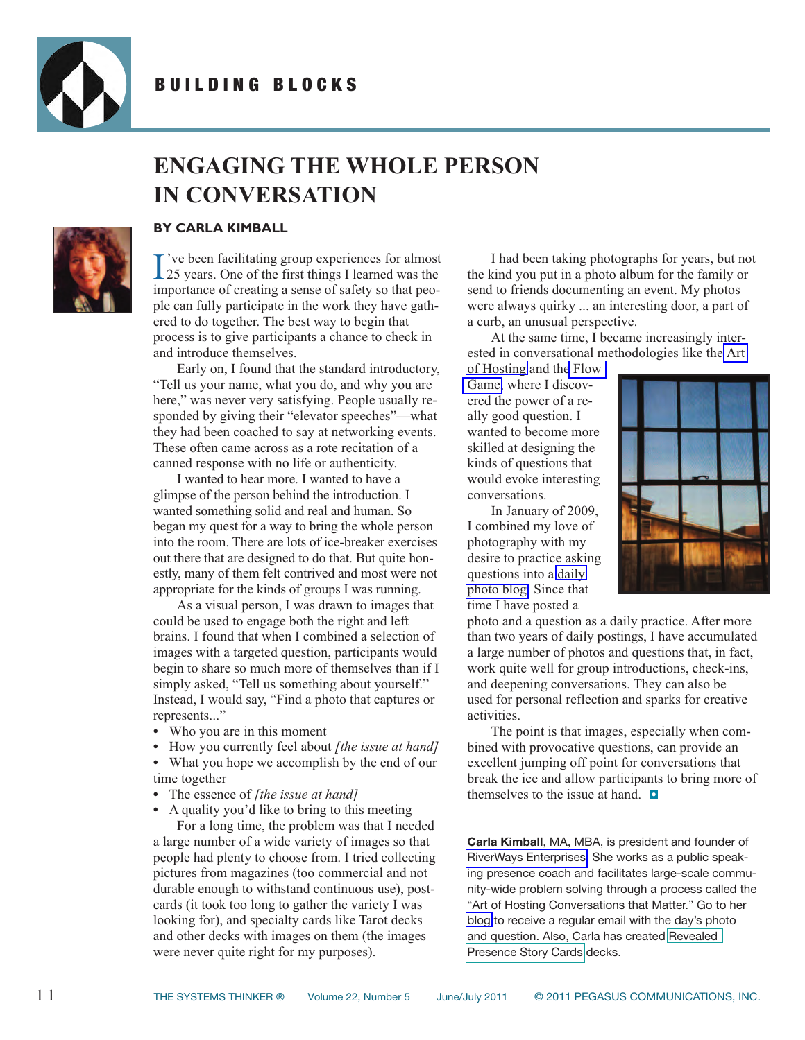# ENGAGING THE WHOLE PERSON IN CONVERSATION

**BY CARLA KIMBALL**

I've been facilitating group experiences for almost 25 years. One of the first things I learned was the importance of creating a sense of safety so that people can fully participate in the work they have gathered to do together. The best way to begin that process is to give participants a chance to check in and introduce themselves.

Early on, I found that the standard introductory, "Tell us your name, what you do, and why you are here," was never very satisfying. People usually responded by giving their "elevator speeches"—what they had been coached to say at networking events. These often came across as a rote recitation of a canned response with no life or authenticity.

I wanted to hear more. I wanted to have a glimpse of the person behind the introduction. I wanted something solid and real and human. So began my quest for a way to bring the whole person into the room. There are lots of ice-breaker exercises out there that are designed to do that. But quite honestly, many of them felt contrived and most were not appropriate for the kinds of groups I was running.

As a visual person, I was drawn to images that could be used to engage both the right and left brains. I found that when I combined a selection of images with a targeted question, participants would begin to share so much more of themselves than if I simply asked, "Tell us something about yourself." Instead, I would say, "Find a photo that captures or represents..."

- Who you are in this moment
- How you currently feel about *[the issue at hand]*
- What you hope we accomplish by the end of our time together
- The essence of *[the issue at hand]*
- A quality you'd like to bring to this meeting

For a long time, the problem was that I needed a large number of a wide variety of images so that people had plenty to choose from. I tried collecting pictures from magazines (too commercial and not durable enough to withstand continuous use), postcards (it took too long to gather the variety I was looking for), and specialty cards like Tarot decks and other decks with images on them (the images were never quite right for my purposes).

I had been taking photographs for years, but not the kind you put in a photo album for the family or send to friends documenting an event. My photos were always quirky ... an interesting door, a part of a curb, an unusual perspective.

At the same time, I became increasingly interested in conversational methodologies like the Art of Hosting and the Flow Game, where I discovered the power of a really good question. I wanted to become more skilled at designing the kinds of questions that would evoke interesting conversations.

In January of 2009, I combined my love of photography with my desire to practice asking questions into a daily photo blog. Since that time I have posted a photo and a question as a daily practice. After more than two years of daily postings, I have accumulated a large number of photos and questions that, in fact, work quite well for group introductions, check-ins, and deepening conversations. They can also be used for personal reflection and sparks for creative activities.

The point is that images, especially when combined with provocative questions, can provide an excellent jumping off point for conversations that break the ice and allow participants to bring more of themselves to the issue at hand.

**Carla Kimball**, MA, MBA, is president and founder of RiverWays Enterprises. She works as a public speaking presence coach and facilitates large-scale community-wide problem solving through a process called the "Art of Hosting Conversations that Matter." Go to her blog to receive a regular email with the day's photo and question. Also, Carla has created Revealed Presence Story Cards decks.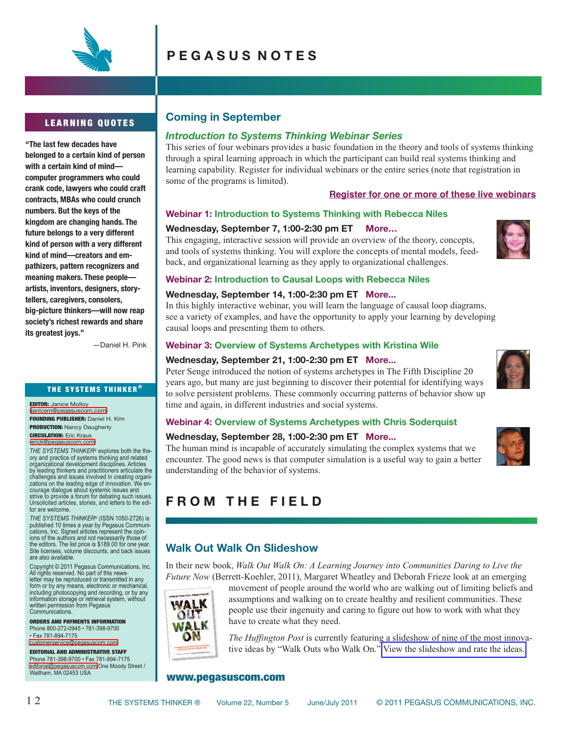# PEGASUS NOTES

## Coming in September

### *Introduction to Systems Thinking Webinar Series*

This series of four webinars provides a basic foundation in the theory and tools of systems thinking through a spiral learning approach in which the participant can build real systems thinking and learning capability. Register for individual webinars or the entire series (note that registration in some of the programs is limited).

**Register for one or more of these live webinars**

#### Webinar 1: Introduction to Systems Thinking with Rebecca Niles

**Wednesday, September 7, 1:00-2:30 pm ET** **More...**

This engaging, interactive session will provide an overview of the theory, concepts, and tools of systems thinking. You will explore the concepts of mental models, feedback, and organizational learning as they apply to organizational challenges.

#### Webinar 2: Introduction to Causal Loops with Rebecca Niles

**Wednesday, September 14, 1:00-2:30 pm ET** **More...**

In this highly interactive webinar, you will learn the language of causal loop diagrams, see a variety of examples, and have the opportunity to apply your learning by developing causal loops and presenting them to others.

#### Webinar 3: Overview of Systems Archetypes with Kristina Wile

**Wednesday, September 21, 1:00-2:30 pm ET** **More...**

Peter Senge introduced the notion of systems archetypes in The Fifth Discipline 20 years ago, but many are just beginning to discover their potential for identifying ways to solve persistent problems. These commonly occurring patterns of behavior show up time and again, in different industries and social systems.

#### Webinar 4: Overview of Systems Archetypes with Chris Soderquist

**Wednesday, September 28, 1:00-2:30 pm ET** **More...**

The human mind is incapable of accurately simulating the complex systems that we encounter. The good news is that computer simulation is a useful way to gain a better understanding of the behavior of systems.

# FROM THE FIELD

## Walk Out Walk On Slideshow

In their new book, *Walk Out Walk On: A Learning Journey into Communities Daring to Live the Future Now* (Berrett-Koehler, 2011), Margaret Wheatley and Deborah Frieze look at an emerging movement of people around the world who are walking out of limiting beliefs and assumptions and walking on to create healthy and resilient communities. These people use their ingenuity and caring to figure out how to work with what they have to create what they need.

*The Huffington Post* is currently featuring a slideshow of nine of the most innovative ideas by "Walk Outs who Walk On." View the slideshow and rate the ideas.

**www.pegasuscom.com**

---

## LEARNING QUOTES

**"The last few decades have belonged to a certain kind of person with a certain kind of mind—computer programmers who could crank code, lawyers who could craft contracts, MBAs who could crunch numbers. But the keys of the kingdom are changing hands. The future belongs to a very different kind of person with a very different kind of mind—creators and empathizers, pattern recognizers and meaning makers. These people—artists, inventors, designers, storytellers, caregivers, consolers, big-picture thinkers—will now reap society's richest rewards and share its greatest joys."**

—Daniel H. Pink

## THE SYSTEMS THINKER®

**EDITOR:** Janice Molloy
janicem@pegasuscom.com

**FOUNDING PUBLISHER:** Daniel H. Kim

**PRODUCTION:** Nancy Daugherty

**CIRCULATION:** Eric Kraus
erick@pegasuscom.com

*THE SYSTEMS THINKER®* explores both the theory and practice of systems thinking and related organizational development disciplines. Articles by leading thinkers and practitioners articulate the challenges and issues involved in creating organizations on the leading edge of innovation. We encourage dialogue about systemic issues and strive to provide a forum for debating such issues. Unsolicited articles, stories, and letters to the editor are welcome.

*THE SYSTEMS THINKER®* (ISSN 1050-2726) is published 10 times a year by Pegasus Communications, Inc. Signed articles represent the opinions of the authors and not necessarily those of the editors. The list price is $189.00 for one year. Site licenses, volume discounts, and back issues are also available.

Copyright © 2011 Pegasus Communications, Inc. All rights reserved. No part of this newsletter may be reproduced or transmitted in any form or by any means, electronic or mechanical, including photocopying and recording, or by any information storage or retrieval system, without written permission from Pegasus Communications.

**ORDERS AND PAYMENTS INFORMATION**
Phone 800-272-0945 • 781-398-9700 • Fax 781-894-7175
customerservice@pegasuscom.com

**EDITORIAL AND ADMINISTRATIVE STAFF**
Phone 781-398-9700 • Fax 781-894-7175
editorial@pegasuscom.com One Moody Street / Waltham, MA 02453 USA